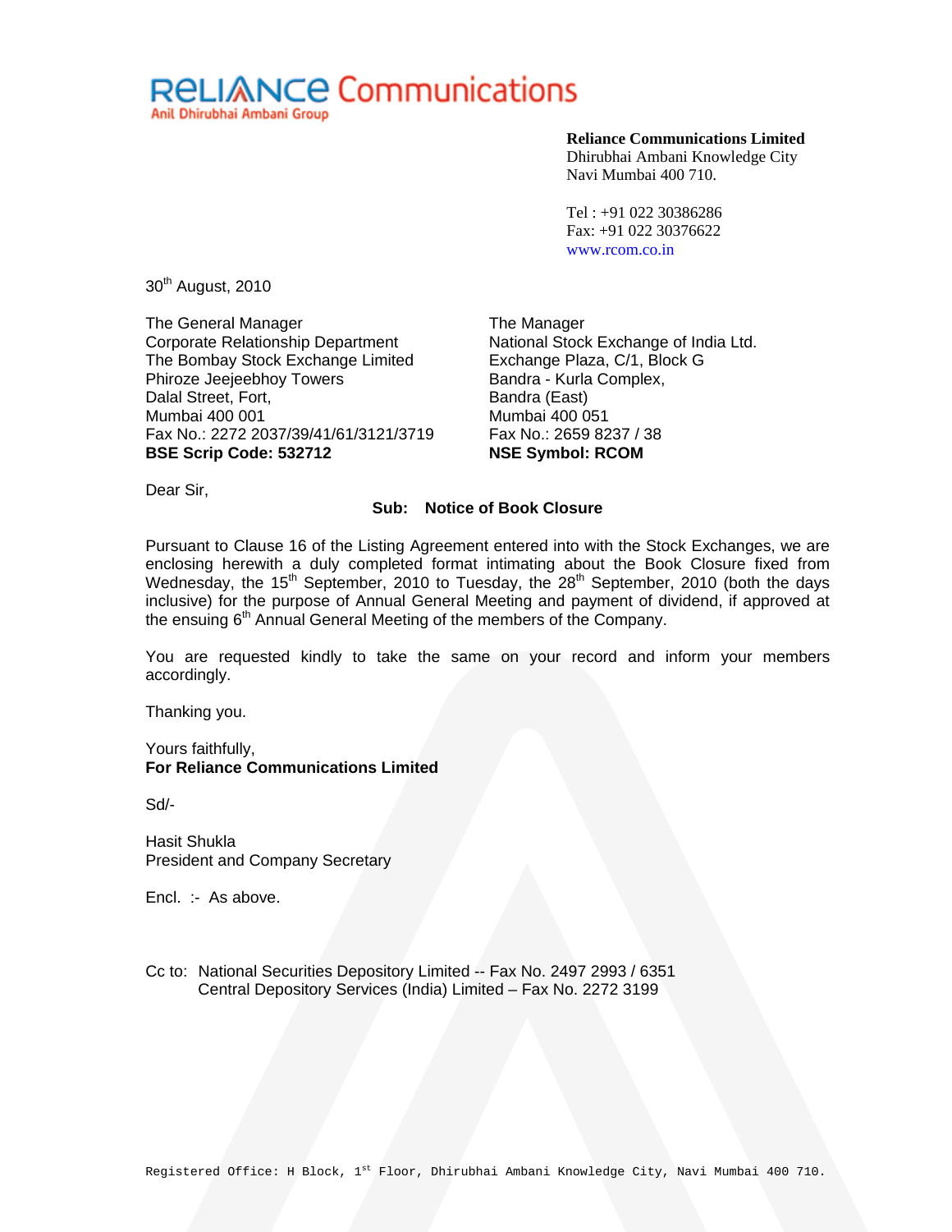**RELIANCE Communications**
Anil Dhirubhai Ambani Group

**Reliance Communications Limited**
Dhirubhai Ambani Knowledge City
Navi Mumbai 400 710.

Tel : +91 022 30386286
Fax: +91 022 30376622
www.rcom.co.in

30th August, 2010

The General Manager
Corporate Relationship Department
The Bombay Stock Exchange Limited
Phiroze Jeejeebhoy Towers
Dalal Street, Fort,
Mumbai 400 001
Fax No.: 2272 2037/39/41/61/3121/3719
**BSE Scrip Code: 532712**

The Manager
National Stock Exchange of India Ltd.
Exchange Plaza, C/1, Block G
Bandra - Kurla Complex,
Bandra (East)
Mumbai 400 051
Fax No.: 2659 8237 / 38
**NSE Symbol: RCOM**

Dear Sir,

**Sub: Notice of Book Closure**

Pursuant to Clause 16 of the Listing Agreement entered into with the Stock Exchanges, we are enclosing herewith a duly completed format intimating about the Book Closure fixed from Wednesday, the 15th September, 2010 to Tuesday, the 28th September, 2010 (both the days inclusive) for the purpose of Annual General Meeting and payment of dividend, if approved at the ensuing 6th Annual General Meeting of the members of the Company.

You are requested kindly to take the same on your record and inform your members accordingly.

Thanking you.

Yours faithfully,
**For Reliance Communications Limited**

Sd/-

Hasit Shukla
President and Company Secretary

Encl. :- As above.

Cc to: National Securities Depository Limited -- Fax No. 2497 2993 / 6351
Central Depository Services (India) Limited – Fax No. 2272 3199

Registered Office: H Block, 1st Floor, Dhirubhai Ambani Knowledge City, Navi Mumbai 400 710.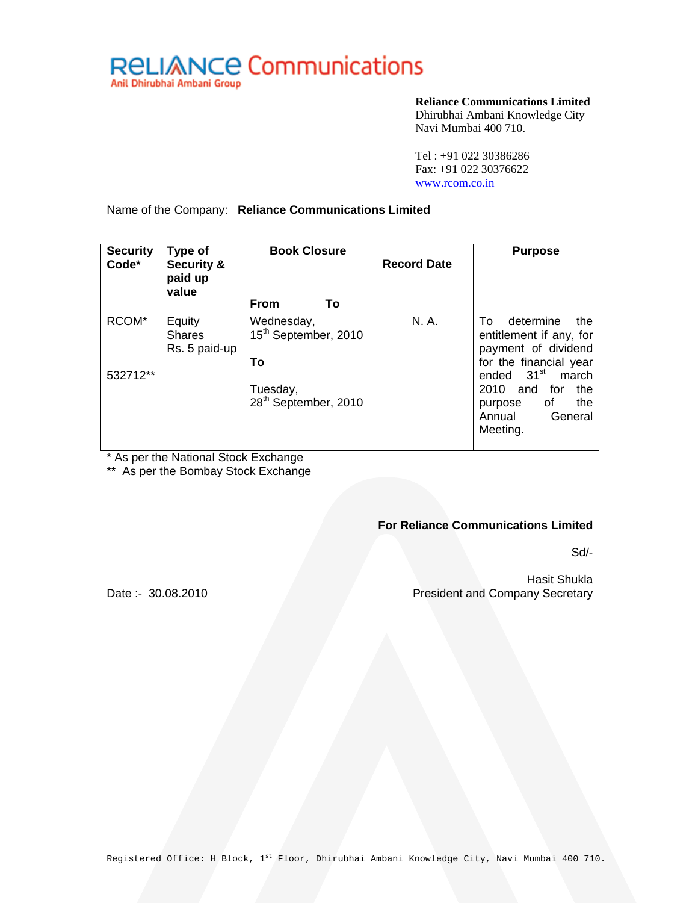**Reliance Communications Limited**
Dhirubhai Ambani Knowledge City
Navi Mumbai 400 710.

Tel : +91 022 30386286
Fax: +91 022 30376622
www.rcom.co.in

Name of the Company: **Reliance Communications Limited**

| Security Code* | Type of Security & paid up value | Book Closure From To | Record Date | Purpose |
|---|---|---|---|---|
| RCOM*<br><br>532712** | Equity Shares Rs. 5 paid-up | Wednesday, 15th September, 2010<br><br>To<br><br>Tuesday, 28th September, 2010 | N. A. | To determine the entitlement if any, for payment of dividend for the financial year ended 31st march 2010 and for the purpose of the Annual General Meeting. |

\* As per the National Stock Exchange
** As per the Bombay Stock Exchange

**For Reliance Communications Limited**

Sd/-

Hasit Shukla
President and Company Secretary

Date :- 30.08.2010

Registered Office: H Block, 1st Floor, Dhirubhai Ambani Knowledge City, Navi Mumbai 400 710.